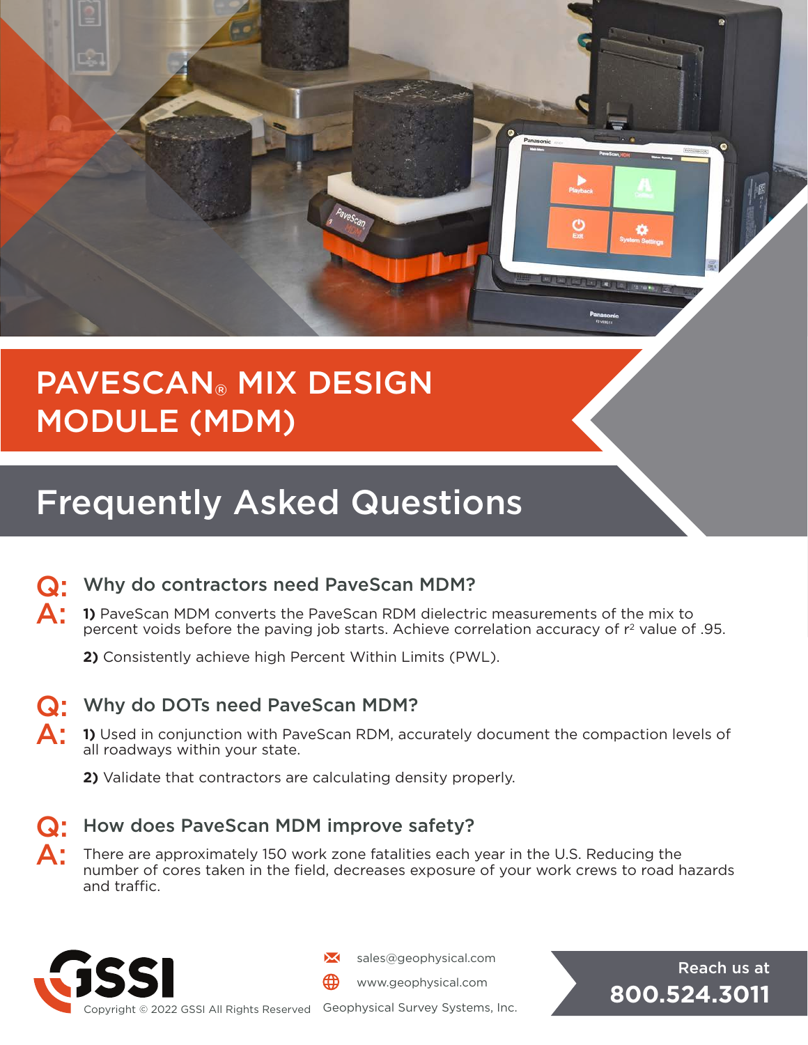# PAVESCAN® MIX DESIGN MODULE (MDM)

## Frequently Asked Questions

**Q: Why do contractors need PaveScan MDM?**

**A:** **1)** PaveScan MDM converts the PaveScan RDM dielectric measurements of the mix to percent voids before the paving job starts. Achieve correlation accuracy of $r^2$ value of .95.

**2)** Consistently achieve high Percent Within Limits (PWL).

**Q: Why do DOTs need PaveScan MDM?**

**A:** **1)** Used in conjunction with PaveScan RDM, accurately document the compaction levels of all roadways within your state.

**2)** Validate that contractors are calculating density properly.

**Q: How does PaveScan MDM improve safety?**

**A:** There are approximately 150 work zone fatalities each year in the U.S. Reducing the number of cores taken in the field, decreases exposure of your work crews to road hazards and traffic.

GSSI

Copyright © 2022 GSSI All Rights Reserved

sales@geophysical.com

www.geophysical.com

Geophysical Survey Systems, Inc.

Reach us at **800.524.3011**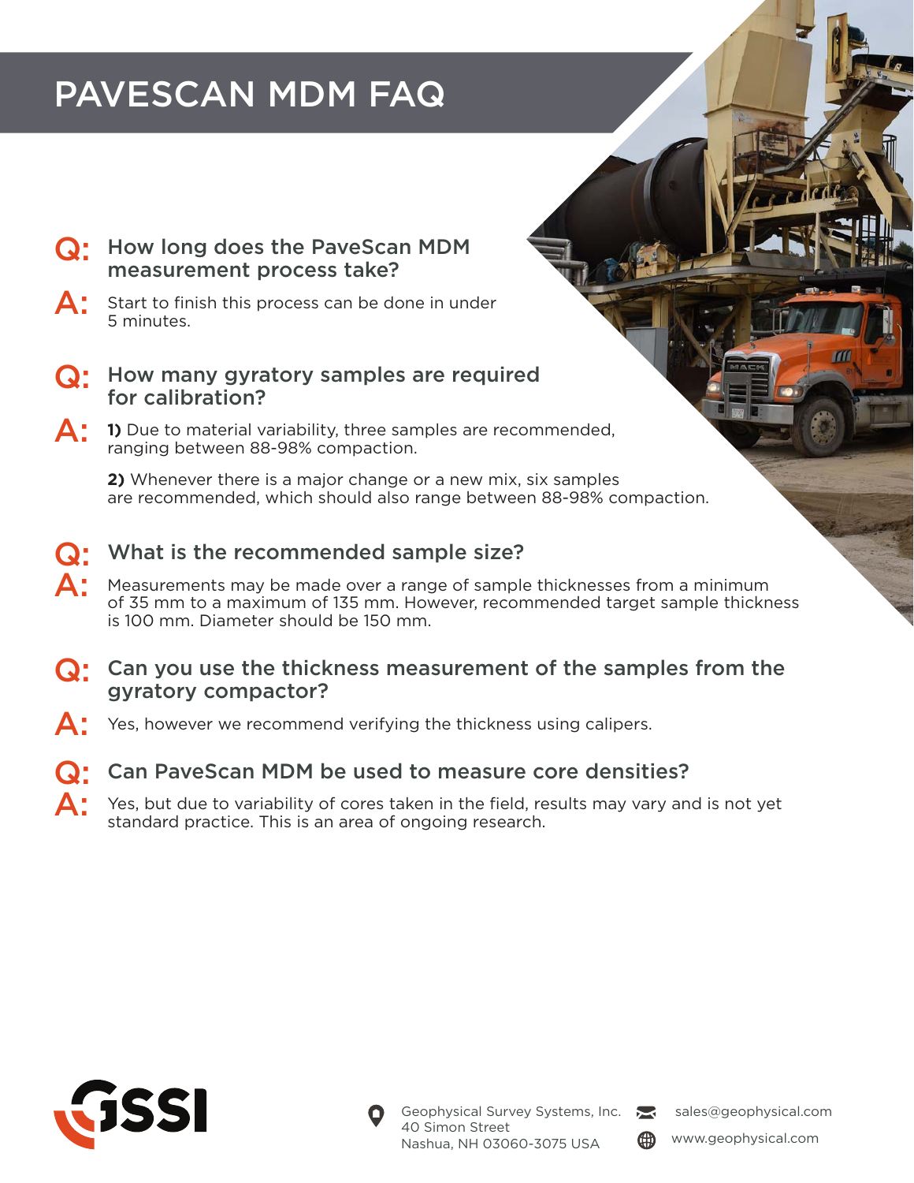# PAVESCAN MDM FAQ

**Q:** How long does the PaveScan MDM measurement process take?

**A:** Start to finish this process can be done in under 5 minutes.

**Q:** How many gyratory samples are required for calibration?

**A:** **1)** Due to material variability, three samples are recommended, ranging between 88-98% compaction.

**2)** Whenever there is a major change or a new mix, six samples are recommended, which should also range between 88-98% compaction.

**Q:** What is the recommended sample size?

**A:** Measurements may be made over a range of sample thicknesses from a minimum of 35 mm to a maximum of 135 mm. However, recommended target sample thickness is 100 mm. Diameter should be 150 mm.

**Q:** Can you use the thickness measurement of the samples from the gyratory compactor?

**A:** Yes, however we recommend verifying the thickness using calipers.

**Q:** Can PaveScan MDM be used to measure core densities?

**A:** Yes, but due to variability of cores taken in the field, results may vary and is not yet standard practice. This is an area of ongoing research.

GSSI

Geophysical Survey Systems, Inc.
40 Simon Street
Nashua, NH 03060-3075 USA

sales@geophysical.com
www.geophysical.com